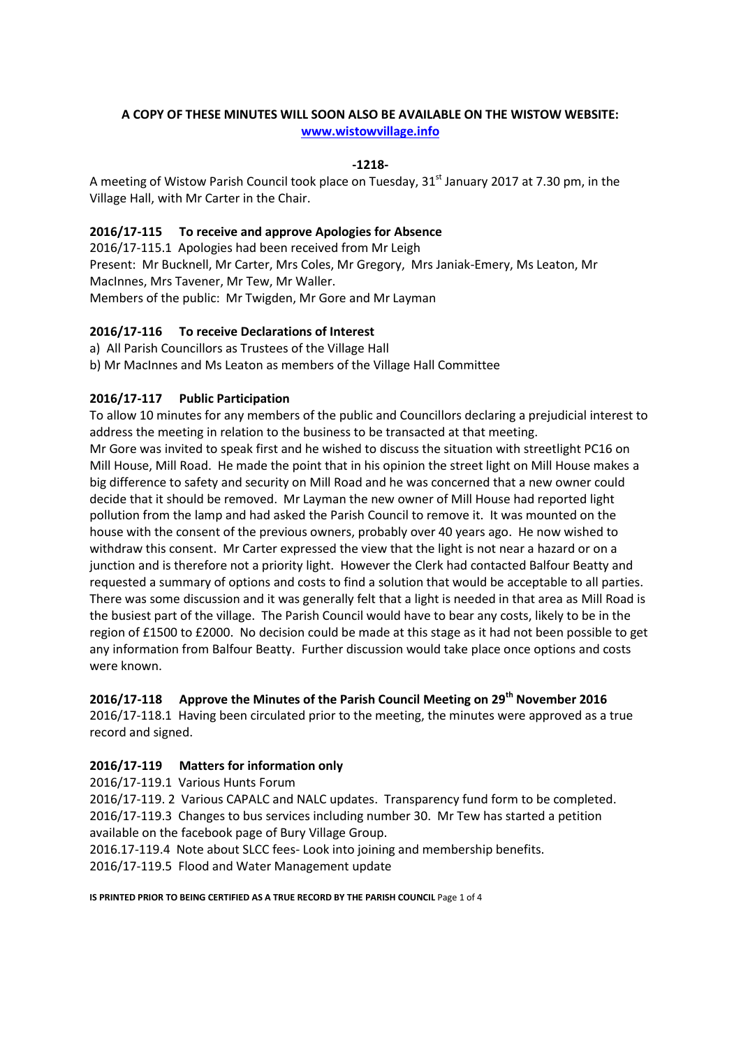**A COPY OF THESE MINUTES WILL SOON ALSO BE AVAILABLE ON THE WISTOW WEBSITE:**
**www.wistowvillage.info**

**-1218-**

A meeting of Wistow Parish Council took place on Tuesday, 31st January 2017 at 7.30 pm, in the Village Hall, with Mr Carter in the Chair.

## 2016/17-115 To receive and approve Apologies for Absence

2016/17-115.1 Apologies had been received from Mr Leigh
Present: Mr Bucknell, Mr Carter, Mrs Coles, Mr Gregory, Mrs Janiak-Emery, Ms Leaton, Mr MacInnes, Mrs Tavener, Mr Tew, Mr Waller.
Members of the public: Mr Twigden, Mr Gore and Mr Layman

## 2016/17-116 To receive Declarations of Interest

a) All Parish Councillors as Trustees of the Village Hall
b) Mr MacInnes and Ms Leaton as members of the Village Hall Committee

## 2016/17-117 Public Participation

To allow 10 minutes for any members of the public and Councillors declaring a prejudicial interest to address the meeting in relation to the business to be transacted at that meeting.
Mr Gore was invited to speak first and he wished to discuss the situation with streetlight PC16 on Mill House, Mill Road. He made the point that in his opinion the street light on Mill House makes a big difference to safety and security on Mill Road and he was concerned that a new owner could decide that it should be removed. Mr Layman the new owner of Mill House had reported light pollution from the lamp and had asked the Parish Council to remove it. It was mounted on the house with the consent of the previous owners, probably over 40 years ago. He now wished to withdraw this consent. Mr Carter expressed the view that the light is not near a hazard or on a junction and is therefore not a priority light. However the Clerk had contacted Balfour Beatty and requested a summary of options and costs to find a solution that would be acceptable to all parties. There was some discussion and it was generally felt that a light is needed in that area as Mill Road is the busiest part of the village. The Parish Council would have to bear any costs, likely to be in the region of £1500 to £2000. No decision could be made at this stage as it had not been possible to get any information from Balfour Beatty. Further discussion would take place once options and costs were known.

## 2016/17-118 Approve the Minutes of the Parish Council Meeting on 29th November 2016

2016/17-118.1 Having been circulated prior to the meeting, the minutes were approved as a true record and signed.

## 2016/17-119 Matters for information only

2016/17-119.1 Various Hunts Forum
2016/17-119. 2 Various CAPALC and NALC updates. Transparency fund form to be completed.
2016/17-119.3 Changes to bus services including number 30. Mr Tew has started a petition available on the facebook page of Bury Village Group.
2016.17-119.4 Note about SLCC fees- Look into joining and membership benefits.
2016/17-119.5 Flood and Water Management update

**IS PRINTED PRIOR TO BEING CERTIFIED AS A TRUE RECORD BY THE PARISH COUNCIL**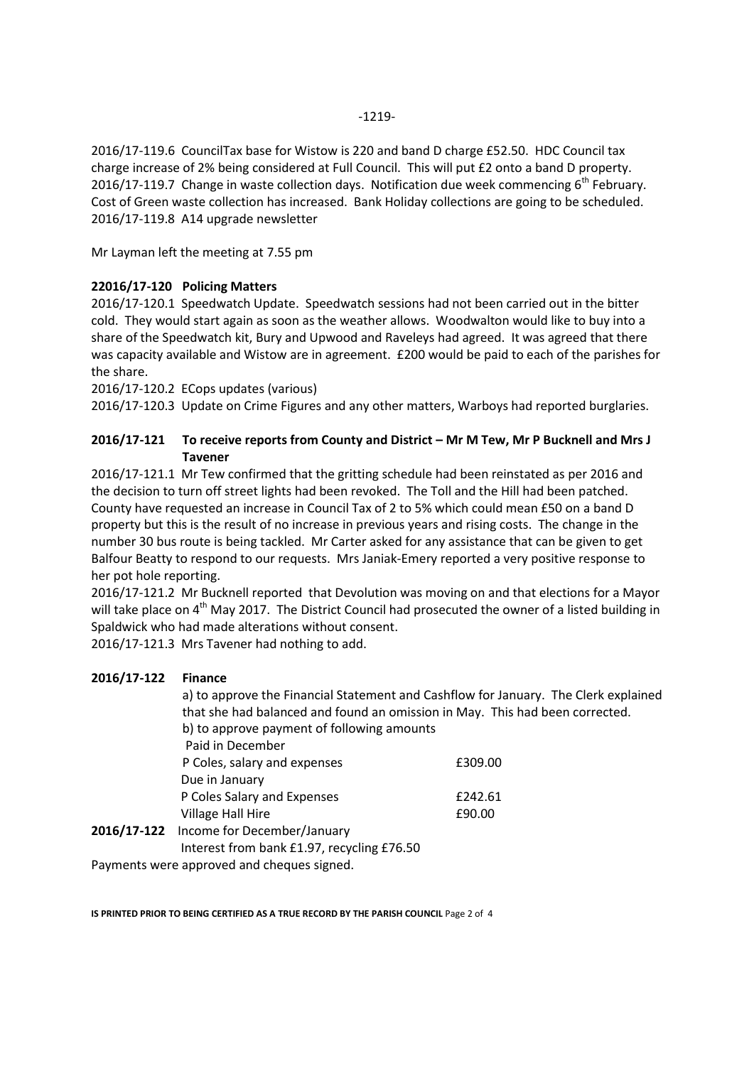2016/17-119.6 CouncilTax base for Wistow is 220 and band D charge £52.50. HDC Council tax charge increase of 2% being considered at Full Council. This will put £2 onto a band D property.
2016/17-119.7 Change in waste collection days. Notification due week commencing 6th February. Cost of Green waste collection has increased. Bank Holiday collections are going to be scheduled.
2016/17-119.8 A14 upgrade newsletter

Mr Layman left the meeting at 7.55 pm

**22016/17-120 Policing Matters**

2016/17-120.1 Speedwatch Update. Speedwatch sessions had not been carried out in the bitter cold. They would start again as soon as the weather allows. Woodwalton would like to buy into a share of the Speedwatch kit, Bury and Upwood and Raveleys had agreed. It was agreed that there was capacity available and Wistow are in agreement. £200 would be paid to each of the parishes for the share.
2016/17-120.2 ECops updates (various)
2016/17-120.3 Update on Crime Figures and any other matters, Warboys had reported burglaries.

**2016/17-121 To receive reports from County and District – Mr M Tew, Mr P Bucknell and Mrs J Tavener**

2016/17-121.1 Mr Tew confirmed that the gritting schedule had been reinstated as per 2016 and the decision to turn off street lights had been revoked. The Toll and the Hill had been patched. County have requested an increase in Council Tax of 2 to 5% which could mean £50 on a band D property but this is the result of no increase in previous years and rising costs. The change in the number 30 bus route is being tackled. Mr Carter asked for any assistance that can be given to get Balfour Beatty to respond to our requests. Mrs Janiak-Emery reported a very positive response to her pot hole reporting.
2016/17-121.2 Mr Bucknell reported that Devolution was moving on and that elections for a Mayor will take place on 4th May 2017. The District Council had prosecuted the owner of a listed building in Spaldwick who had made alterations without consent.
2016/17-121.3 Mrs Tavener had nothing to add.

**2016/17-122 Finance**

a) to approve the Financial Statement and Cashflow for January. The Clerk explained that she had balanced and found an omission in May. This had been corrected.
b) to approve payment of following amounts

| | |
|---|---|
| Paid in December | |
| P Coles, salary and expenses | £309.00 |
| Due in January | |
| P Coles Salary and Expenses | £242.61 |
| Village Hall Hire | £90.00 |

**2016/17-122** Income for December/January
Interest from bank £1.97, recycling £76.50

Payments were approved and cheques signed.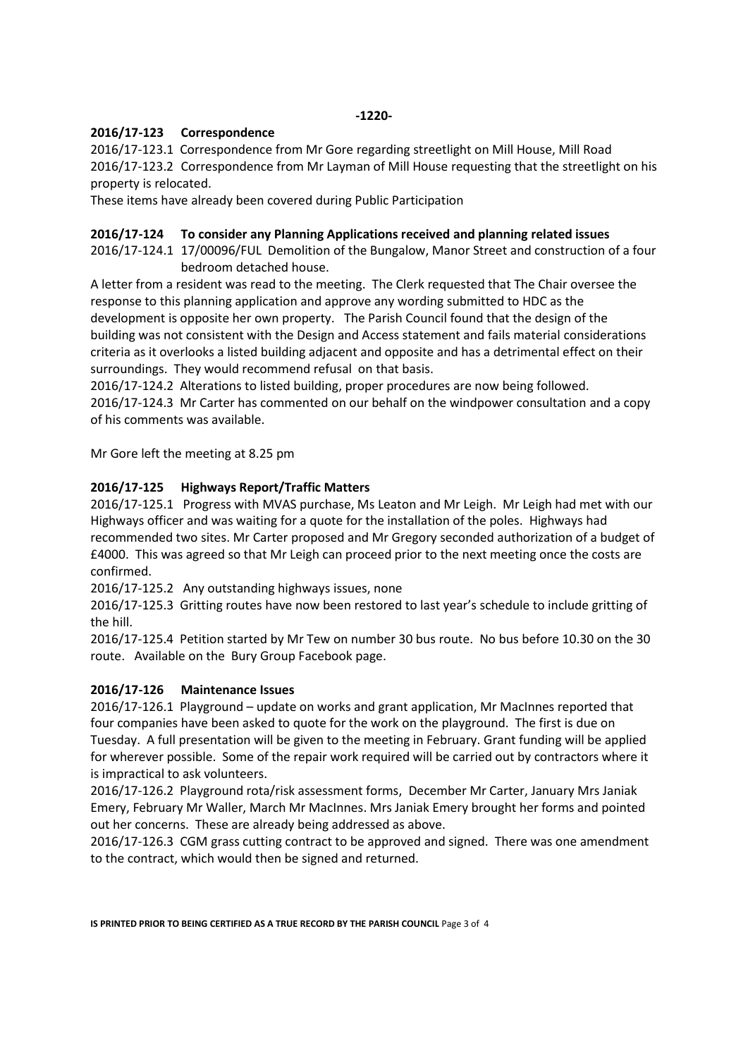**-1220-**

**2016/17-123 Correspondence**

2016/17-123.1 Correspondence from Mr Gore regarding streetlight on Mill House, Mill Road
2016/17-123.2 Correspondence from Mr Layman of Mill House requesting that the streetlight on his property is relocated.
These items have already been covered during Public Participation

**2016/17-124 To consider any Planning Applications received and planning related issues**

2016/17-124.1 17/00096/FUL Demolition of the Bungalow, Manor Street and construction of a four bedroom detached house.

A letter from a resident was read to the meeting. The Clerk requested that The Chair oversee the response to this planning application and approve any wording submitted to HDC as the development is opposite her own property. The Parish Council found that the design of the building was not consistent with the Design and Access statement and fails material considerations criteria as it overlooks a listed building adjacent and opposite and has a detrimental effect on their surroundings. They would recommend refusal on that basis.

2016/17-124.2 Alterations to listed building, proper procedures are now being followed.
2016/17-124.3 Mr Carter has commented on our behalf on the windpower consultation and a copy of his comments was available.

Mr Gore left the meeting at 8.25 pm

**2016/17-125 Highways Report/Traffic Matters**

2016/17-125.1 Progress with MVAS purchase, Ms Leaton and Mr Leigh. Mr Leigh had met with our Highways officer and was waiting for a quote for the installation of the poles. Highways had recommended two sites. Mr Carter proposed and Mr Gregory seconded authorization of a budget of £4000. This was agreed so that Mr Leigh can proceed prior to the next meeting once the costs are confirmed.
2016/17-125.2 Any outstanding highways issues, none
2016/17-125.3 Gritting routes have now been restored to last year's schedule to include gritting of the hill.
2016/17-125.4 Petition started by Mr Tew on number 30 bus route. No bus before 10.30 on the 30 route. Available on the Bury Group Facebook page.

**2016/17-126 Maintenance Issues**

2016/17-126.1 Playground – update on works and grant application, Mr MacInnes reported that four companies have been asked to quote for the work on the playground. The first is due on Tuesday. A full presentation will be given to the meeting in February. Grant funding will be applied for wherever possible. Some of the repair work required will be carried out by contractors where it is impractical to ask volunteers.
2016/17-126.2 Playground rota/risk assessment forms, December Mr Carter, January Mrs Janiak Emery, February Mr Waller, March Mr MacInnes. Mrs Janiak Emery brought her forms and pointed out her concerns. These are already being addressed as above.
2016/17-126.3 CGM grass cutting contract to be approved and signed. There was one amendment to the contract, which would then be signed and returned.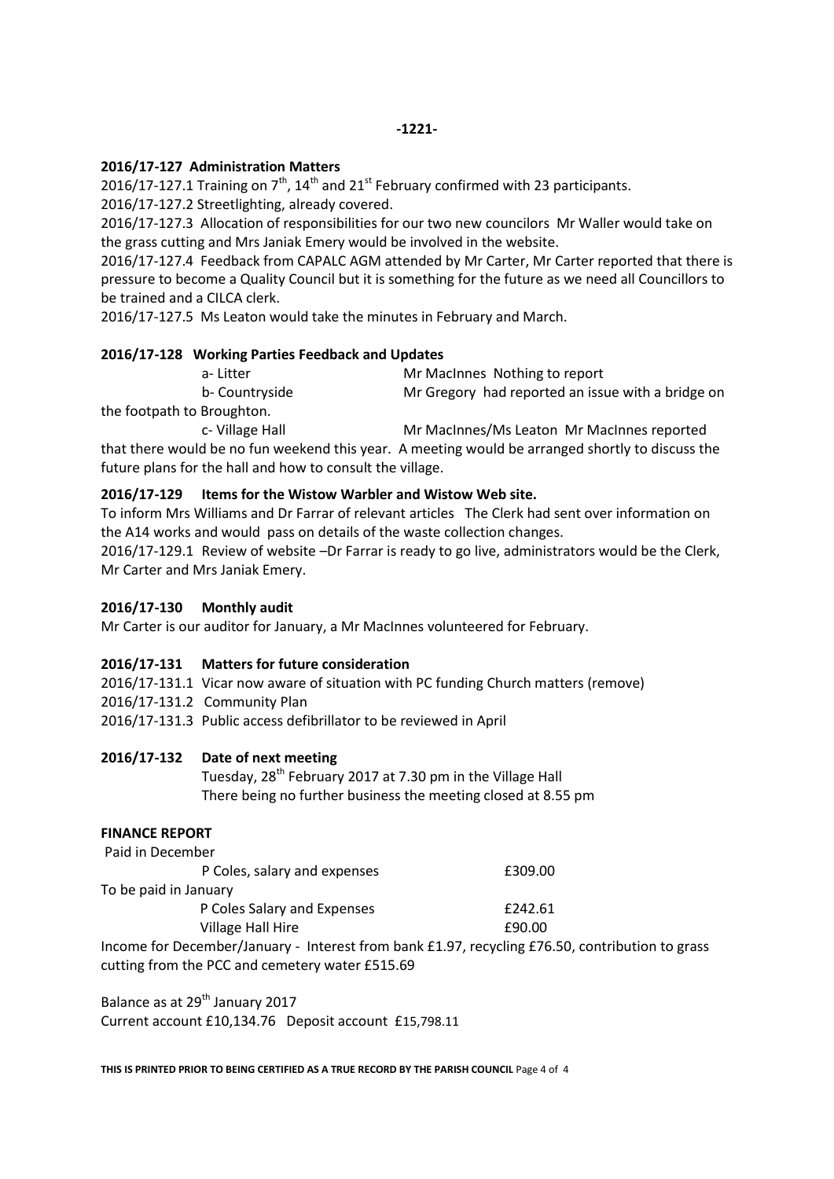-1221-

**2016/17-127 Administration Matters**

2016/17-127.1 Training on 7th, 14th and 21st February confirmed with 23 participants.

2016/17-127.2 Streetlighting, already covered.

2016/17-127.3 Allocation of responsibilities for our two new councilors Mr Waller would take on the grass cutting and Mrs Janiak Emery would be involved in the website.

2016/17-127.4 Feedback from CAPALC AGM attended by Mr Carter, Mr Carter reported that there is pressure to become a Quality Council but it is something for the future as we need all Councillors to be trained and a CILCA clerk.

2016/17-127.5 Ms Leaton would take the minutes in February and March.

**2016/17-128 Working Parties Feedback and Updates**

a- Litter — Mr MacInnes Nothing to report

b- Countryside — Mr Gregory had reported an issue with a bridge on the footpath to Broughton.

c- Village Hall — Mr MacInnes/Ms Leaton Mr MacInnes reported that there would be no fun weekend this year. A meeting would be arranged shortly to discuss the future plans for the hall and how to consult the village.

**2016/17-129 Items for the Wistow Warbler and Wistow Web site.**

To inform Mrs Williams and Dr Farrar of relevant articles The Clerk had sent over information on the A14 works and would pass on details of the waste collection changes.

2016/17-129.1 Review of website –Dr Farrar is ready to go live, administrators would be the Clerk, Mr Carter and Mrs Janiak Emery.

**2016/17-130 Monthly audit**

Mr Carter is our auditor for January, a Mr MacInnes volunteered for February.

**2016/17-131 Matters for future consideration**

2016/17-131.1 Vicar now aware of situation with PC funding Church matters (remove)

2016/17-131.2 Community Plan

2016/17-131.3 Public access defibrillator to be reviewed in April

**2016/17-132 Date of next meeting**

Tuesday, 28th February 2017 at 7.30 pm in the Village Hall

There being no further business the meeting closed at 8.55 pm

**FINANCE REPORT**

Paid in December

| | |
|---|---|
| P Coles, salary and expenses | £309.00 |

To be paid in January

| | |
|---|---|
| P Coles Salary and Expenses | £242.61 |
| Village Hall Hire | £90.00 |

Income for December/January - Interest from bank £1.97, recycling £76.50, contribution to grass cutting from the PCC and cemetery water £515.69

Balance as at 29th January 2017

Current account £10,134.76 Deposit account £15,798.11

**THIS IS PRINTED PRIOR TO BEING CERTIFIED AS A TRUE RECORD BY THE PARISH COUNCIL**